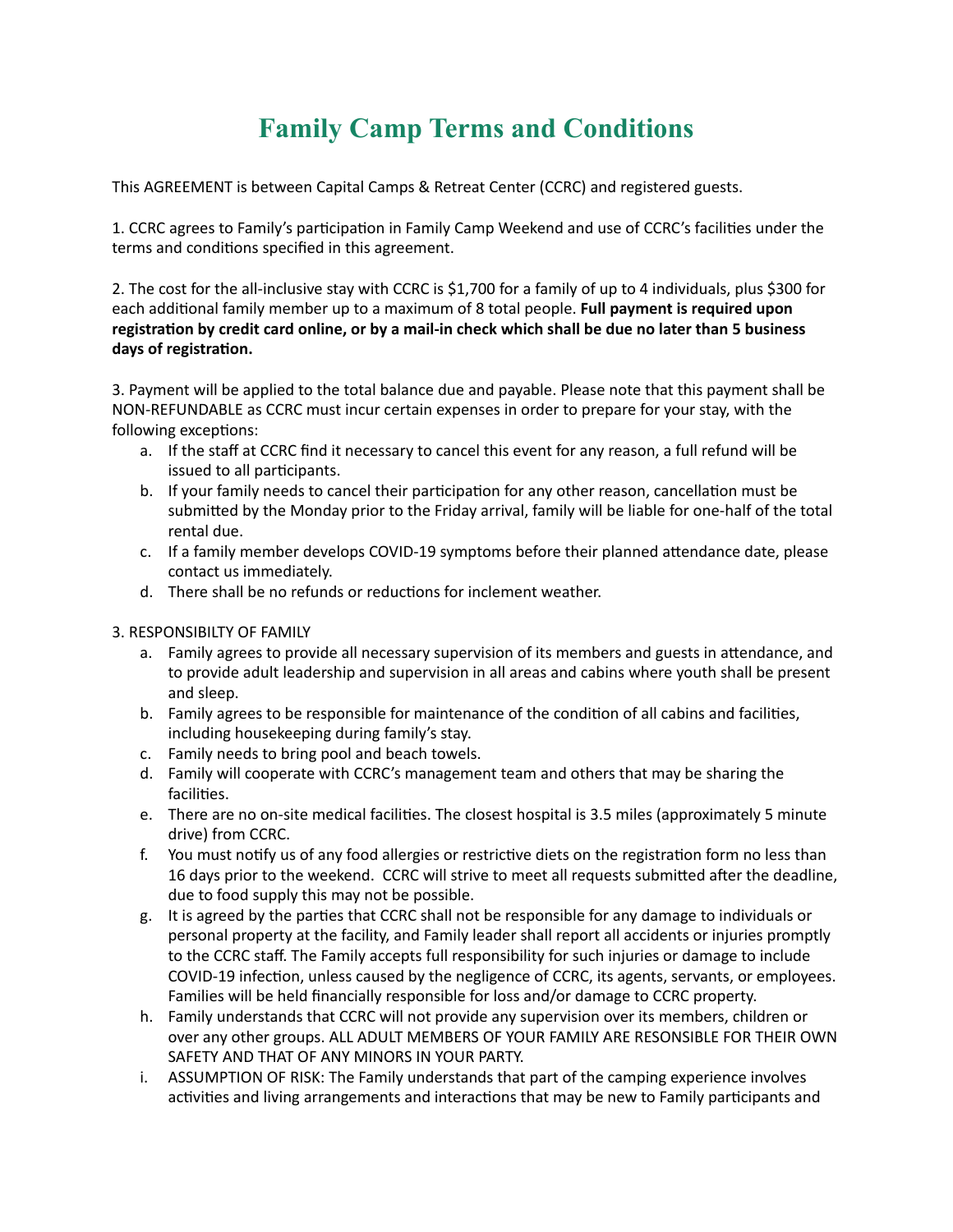# Family Camp Terms and Conditions

This AGREEMENT is between Capital Camps & Retreat Center (CCRC) and registered guests.

1. CCRC agrees to Family's participation in Family Camp Weekend and use of CCRC's facilities under the terms and conditions specified in this agreement.

2. The cost for the all-inclusive stay with CCRC is $1,700 for a family of up to 4 individuals, plus $300 for each additional family member up to a maximum of 8 total people. **Full payment is required upon registration by credit card online, or by a mail-in check which shall be due no later than 5 business days of registration.**

3. Payment will be applied to the total balance due and payable. Please note that this payment shall be NON-REFUNDABLE as CCRC must incur certain expenses in order to prepare for your stay, with the following exceptions:
   a. If the staff at CCRC find it necessary to cancel this event for any reason, a full refund will be issued to all participants.
   b. If your family needs to cancel their participation for any other reason, cancellation must be submitted by the Monday prior to the Friday arrival, family will be liable for one-half of the total rental due.
   c. If a family member develops COVID-19 symptoms before their planned attendance date, please contact us immediately.
   d. There shall be no refunds or reductions for inclement weather.

3. RESPONSIBILTY OF FAMILY
   a. Family agrees to provide all necessary supervision of its members and guests in attendance, and to provide adult leadership and supervision in all areas and cabins where youth shall be present and sleep.
   b. Family agrees to be responsible for maintenance of the condition of all cabins and facilities, including housekeeping during family's stay.
   c. Family needs to bring pool and beach towels.
   d. Family will cooperate with CCRC's management team and others that may be sharing the facilities.
   e. There are no on-site medical facilities. The closest hospital is 3.5 miles (approximately 5 minute drive) from CCRC.
   f. You must notify us of any food allergies or restrictive diets on the registration form no less than 16 days prior to the weekend. CCRC will strive to meet all requests submitted after the deadline, due to food supply this may not be possible.
   g. It is agreed by the parties that CCRC shall not be responsible for any damage to individuals or personal property at the facility, and Family leader shall report all accidents or injuries promptly to the CCRC staff. The Family accepts full responsibility for such injuries or damage to include COVID-19 infection, unless caused by the negligence of CCRC, its agents, servants, or employees. Families will be held financially responsible for loss and/or damage to CCRC property.
   h. Family understands that CCRC will not provide any supervision over its members, children or over any other groups. ALL ADULT MEMBERS OF YOUR FAMILY ARE RESONSIBLE FOR THEIR OWN SAFETY AND THAT OF ANY MINORS IN YOUR PARTY.
   i. ASSUMPTION OF RISK: The Family understands that part of the camping experience involves activities and living arrangements and interactions that may be new to Family participants and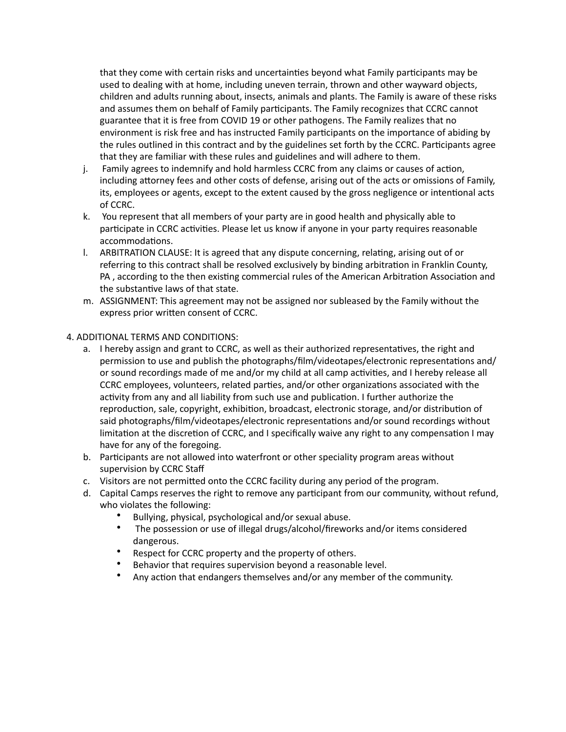that they come with certain risks and uncertainties beyond what Family participants may be used to dealing with at home, including uneven terrain, thrown and other wayward objects, children and adults running about, insects, animals and plants. The Family is aware of these risks and assumes them on behalf of Family participants. The Family recognizes that CCRC cannot guarantee that it is free from COVID 19 or other pathogens. The Family realizes that no environment is risk free and has instructed Family participants on the importance of abiding by the rules outlined in this contract and by the guidelines set forth by the CCRC. Participants agree that they are familiar with these rules and guidelines and will adhere to them.

j. Family agrees to indemnify and hold harmless CCRC from any claims or causes of action, including attorney fees and other costs of defense, arising out of the acts or omissions of Family, its, employees or agents, except to the extent caused by the gross negligence or intentional acts of CCRC.

k. You represent that all members of your party are in good health and physically able to participate in CCRC activities. Please let us know if anyone in your party requires reasonable accommodations.

l. ARBITRATION CLAUSE: It is agreed that any dispute concerning, relating, arising out of or referring to this contract shall be resolved exclusively by binding arbitration in Franklin County, PA , according to the then existing commercial rules of the American Arbitration Association and the substantive laws of that state.

m. ASSIGNMENT: This agreement may not be assigned nor subleased by the Family without the express prior written consent of CCRC.

4. ADDITIONAL TERMS AND CONDITIONS:

a. I hereby assign and grant to CCRC, as well as their authorized representatives, the right and permission to use and publish the photographs/film/videotapes/electronic representations and/or sound recordings made of me and/or my child at all camp activities, and I hereby release all CCRC employees, volunteers, related parties, and/or other organizations associated with the activity from any and all liability from such use and publication. I further authorize the reproduction, sale, copyright, exhibition, broadcast, electronic storage, and/or distribution of said photographs/film/videotapes/electronic representations and/or sound recordings without limitation at the discretion of CCRC, and I specifically waive any right to any compensation I may have for any of the foregoing.

b. Participants are not allowed into waterfront or other speciality program areas without supervision by CCRC Staff

c. Visitors are not permitted onto the CCRC facility during any period of the program.

d. Capital Camps reserves the right to remove any participant from our community, without refund, who violates the following:
   - Bullying, physical, psychological and/or sexual abuse.
   - The possession or use of illegal drugs/alcohol/fireworks and/or items considered dangerous.
   - Respect for CCRC property and the property of others.
   - Behavior that requires supervision beyond a reasonable level.
   - Any action that endangers themselves and/or any member of the community.